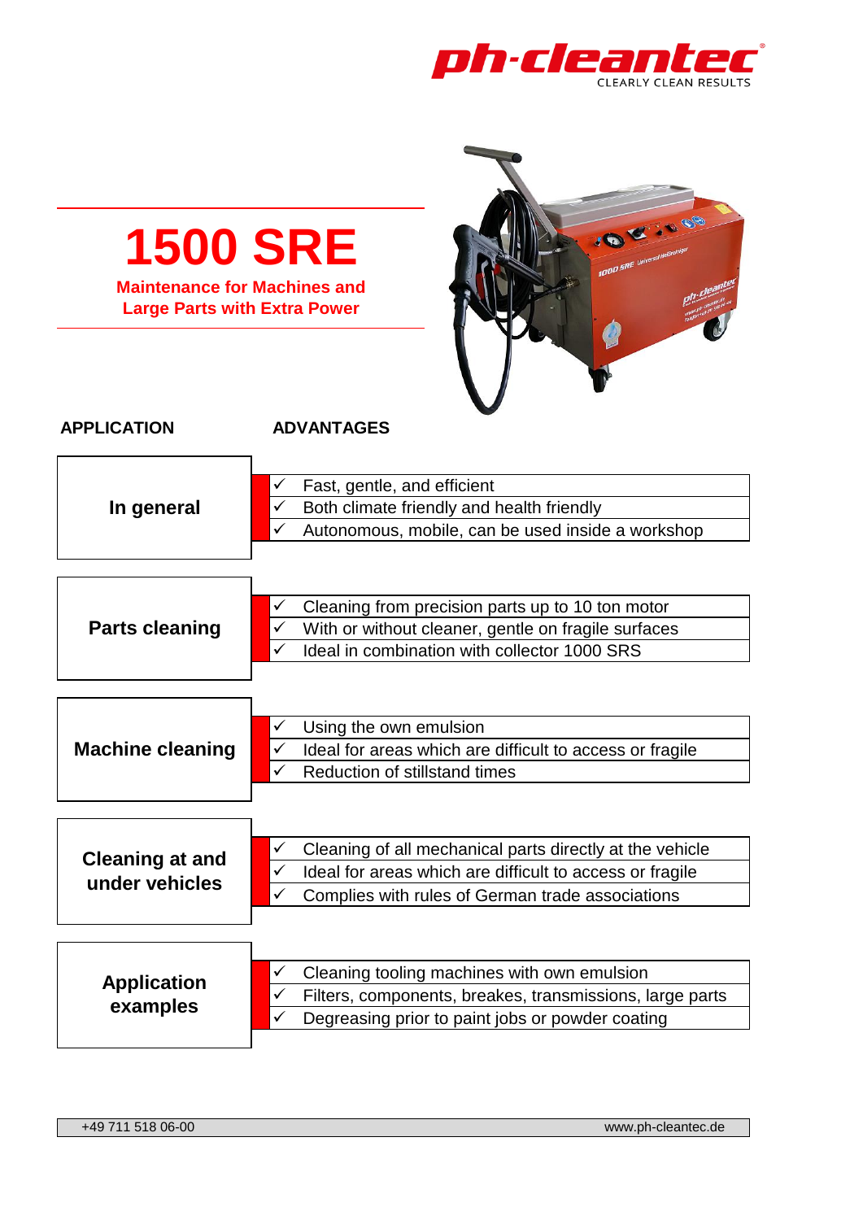ph-cleantec
CLEARLY CLEAN RESULTS

# 1500 SRE

**Maintenance for Machines and Large Parts with Extra Power**

| APPLICATION | ADVANTAGES |
|---|---|
| **In general** | ✓ Fast, gentle, and efficient<br>✓ Both climate friendly and health friendly<br>✓ Autonomous, mobile, can be used inside a workshop |
| **Parts cleaning** | ✓ Cleaning from precision parts up to 10 ton motor<br>✓ With or without cleaner, gentle on fragile surfaces<br>✓ Ideal in combination with collector 1000 SRS |
| **Machine cleaning** | ✓ Using the own emulsion<br>✓ Ideal for areas which are difficult to access or fragile<br>✓ Reduction of stillstand times |
| **Cleaning at and under vehicles** | ✓ Cleaning of all mechanical parts directly at the vehicle<br>✓ Ideal for areas which are difficult to access or fragile<br>✓ Complies with rules of German trade associations |
| **Application examples** | ✓ Cleaning tooling machines with own emulsion<br>✓ Filters, components, breakes, transmissions, large parts<br>✓ Degreasing prior to paint jobs or powder coating |

+49 711 518 06-00 | www.ph-cleantec.de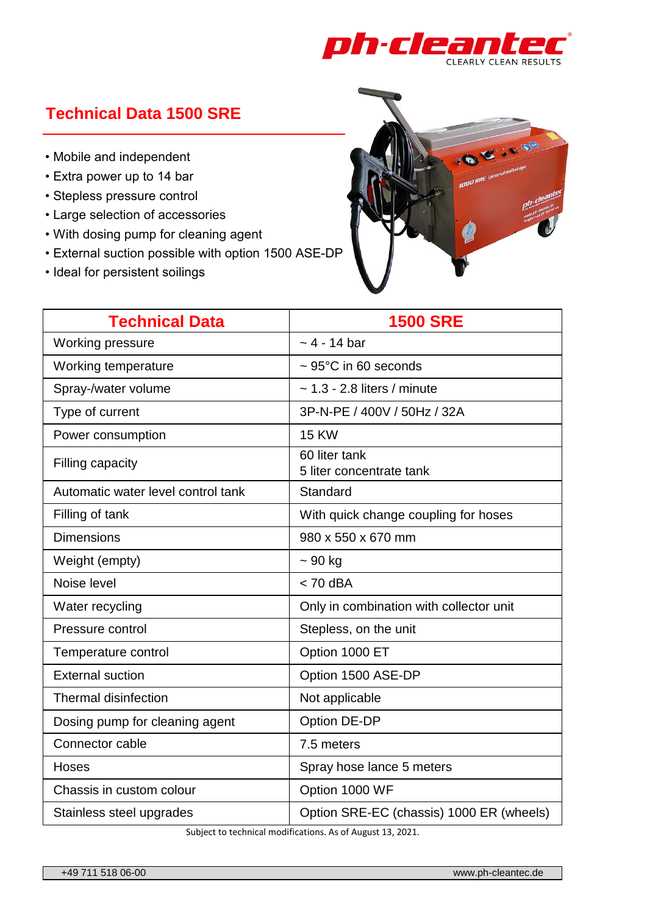## Technical Data 1500 SRE

- Mobile and independent
- Extra power up to 14 bar
- Stepless pressure control
- Large selection of accessories
- With dosing pump for cleaning agent
- External suction possible with option 1500 ASE-DP
- Ideal for persistent soilings

| Technical Data | 1500 SRE |
|---|---|
| Working pressure | ~ 4 - 14 bar |
| Working temperature | ~ 95°C in 60 seconds |
| Spray-/water volume | ~ 1.3 - 2.8 liters / minute |
| Type of current | 3P-N-PE / 400V / 50Hz / 32A |
| Power consumption | 15 KW |
| Filling capacity | 60 liter tank<br>5 liter concentrate tank |
| Automatic water level control tank | Standard |
| Filling of tank | With quick change coupling for hoses |
| Dimensions | 980 x 550 x 670 mm |
| Weight (empty) | ~ 90 kg |
| Noise level | < 70 dBA |
| Water recycling | Only in combination with collector unit |
| Pressure control | Stepless, on the unit |
| Temperature control | Option 1000 ET |
| External suction | Option 1500 ASE-DP |
| Thermal disinfection | Not applicable |
| Dosing pump for cleaning agent | Option DE-DP |
| Connector cable | 7.5 meters |
| Hoses | Spray hose lance 5 meters |
| Chassis in custom colour | Option 1000 WF |
| Stainless steel upgrades | Option SRE-EC (chassis) 1000 ER (wheels) |

Subject to technical modifications. As of August 13, 2021.

+49 711 518 06-00 www.ph-cleantec.de